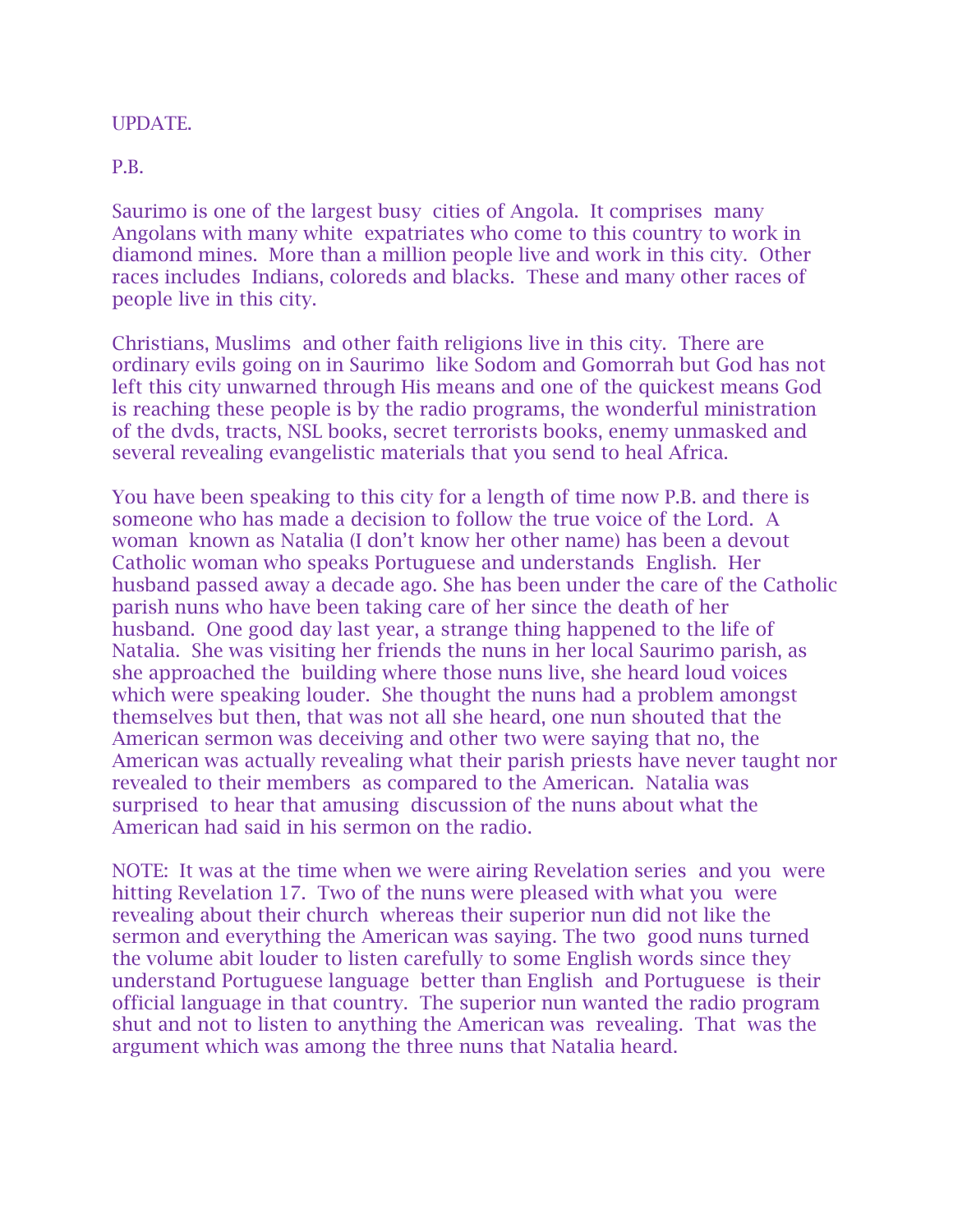UPDATE.

P.B.

Saurimo is one of the largest busy cities of Angola. It comprises many Angolans with many white expatriates who come to this country to work in diamond mines. More than a million people live and work in this city. Other races includes Indians, coloreds and blacks. These and many other races of people live in this city.

Christians, Muslims and other faith religions live in this city. There are ordinary evils going on in Saurimo like Sodom and Gomorrah but God has not left this city unwarned through His means and one of the quickest means God is reaching these people is by the radio programs, the wonderful ministration of the dvds, tracts, NSL books, secret terrorists books, enemy unmasked and several revealing evangelistic materials that you send to heal Africa.

You have been speaking to this city for a length of time now P.B. and there is someone who has made a decision to follow the true voice of the Lord. A woman known as Natalia (I don't know her other name) has been a devout Catholic woman who speaks Portuguese and understands English. Her husband passed away a decade ago. She has been under the care of the Catholic parish nuns who have been taking care of her since the death of her husband. One good day last year, a strange thing happened to the life of Natalia. She was visiting her friends the nuns in her local Saurimo parish, as she approached the building where those nuns live, she heard loud voices which were speaking louder. She thought the nuns had a problem amongst themselves but then, that was not all she heard, one nun shouted that the American sermon was deceiving and other two were saying that no, the American was actually revealing what their parish priests have never taught nor revealed to their members as compared to the American. Natalia was surprised to hear that amusing discussion of the nuns about what the American had said in his sermon on the radio.

NOTE: It was at the time when we were airing Revelation series and you were hitting Revelation 17. Two of the nuns were pleased with what you were revealing about their church whereas their superior nun did not like the sermon and everything the American was saying. The two good nuns turned the volume abit louder to listen carefully to some English words since they understand Portuguese language better than English and Portuguese is their official language in that country. The superior nun wanted the radio program shut and not to listen to anything the American was revealing. That was the argument which was among the three nuns that Natalia heard.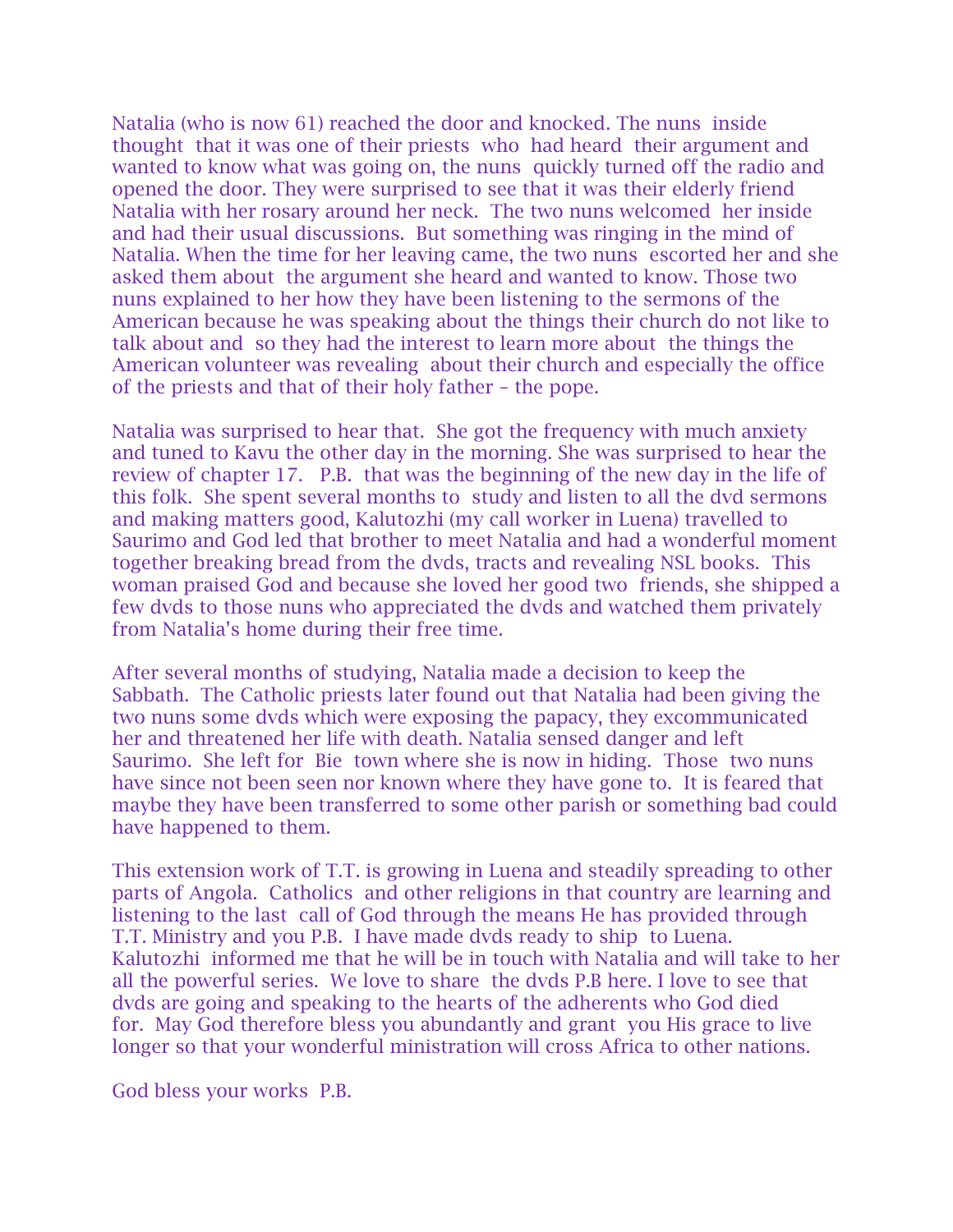Natalia (who is now 61) reached the door and knocked. The nuns inside thought that it was one of their priests who had heard their argument and wanted to know what was going on, the nuns quickly turned off the radio and opened the door. They were surprised to see that it was their elderly friend Natalia with her rosary around her neck. The two nuns welcomed her inside and had their usual discussions. But something was ringing in the mind of Natalia. When the time for her leaving came, the two nuns escorted her and she asked them about the argument she heard and wanted to know. Those two nuns explained to her how they have been listening to the sermons of the American because he was speaking about the things their church do not like to talk about and so they had the interest to learn more about the things the American volunteer was revealing about their church and especially the office of the priests and that of their holy father – the pope.

Natalia was surprised to hear that. She got the frequency with much anxiety and tuned to Kavu the other day in the morning. She was surprised to hear the review of chapter 17. P.B. that was the beginning of the new day in the life of this folk. She spent several months to study and listen to all the dvd sermons and making matters good, Kalutozhi (my call worker in Luena) travelled to Saurimo and God led that brother to meet Natalia and had a wonderful moment together breaking bread from the dvds, tracts and revealing NSL books. This woman praised God and because she loved her good two friends, she shipped a few dvds to those nuns who appreciated the dvds and watched them privately from Natalia's home during their free time.

After several months of studying, Natalia made a decision to keep the Sabbath. The Catholic priests later found out that Natalia had been giving the two nuns some dvds which were exposing the papacy, they excommunicated her and threatened her life with death. Natalia sensed danger and left Saurimo. She left for Bie town where she is now in hiding. Those two nuns have since not been seen nor known where they have gone to. It is feared that maybe they have been transferred to some other parish or something bad could have happened to them.

This extension work of T.T. is growing in Luena and steadily spreading to other parts of Angola. Catholics and other religions in that country are learning and listening to the last call of God through the means He has provided through T.T. Ministry and you P.B. I have made dvds ready to ship to Luena. Kalutozhi informed me that he will be in touch with Natalia and will take to her all the powerful series. We love to share the dvds P.B here. I love to see that dvds are going and speaking to the hearts of the adherents who God died for. May God therefore bless you abundantly and grant you His grace to live longer so that your wonderful ministration will cross Africa to other nations.

God bless your works P.B.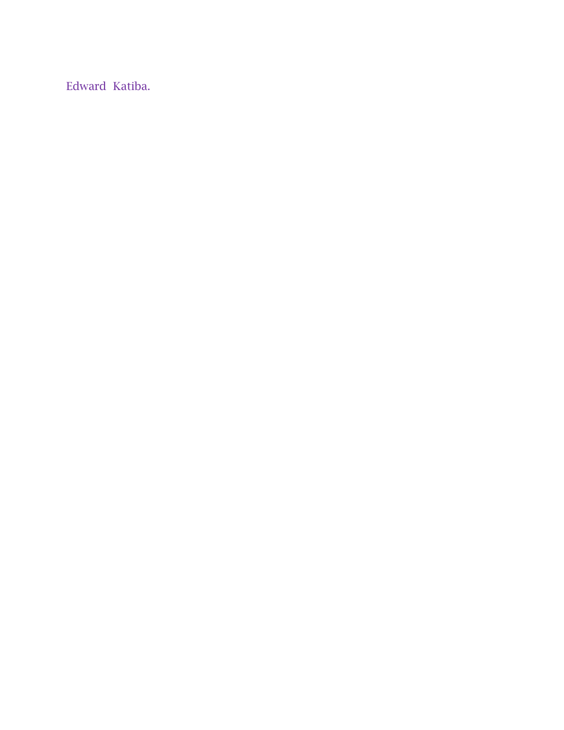Edward Katiba.